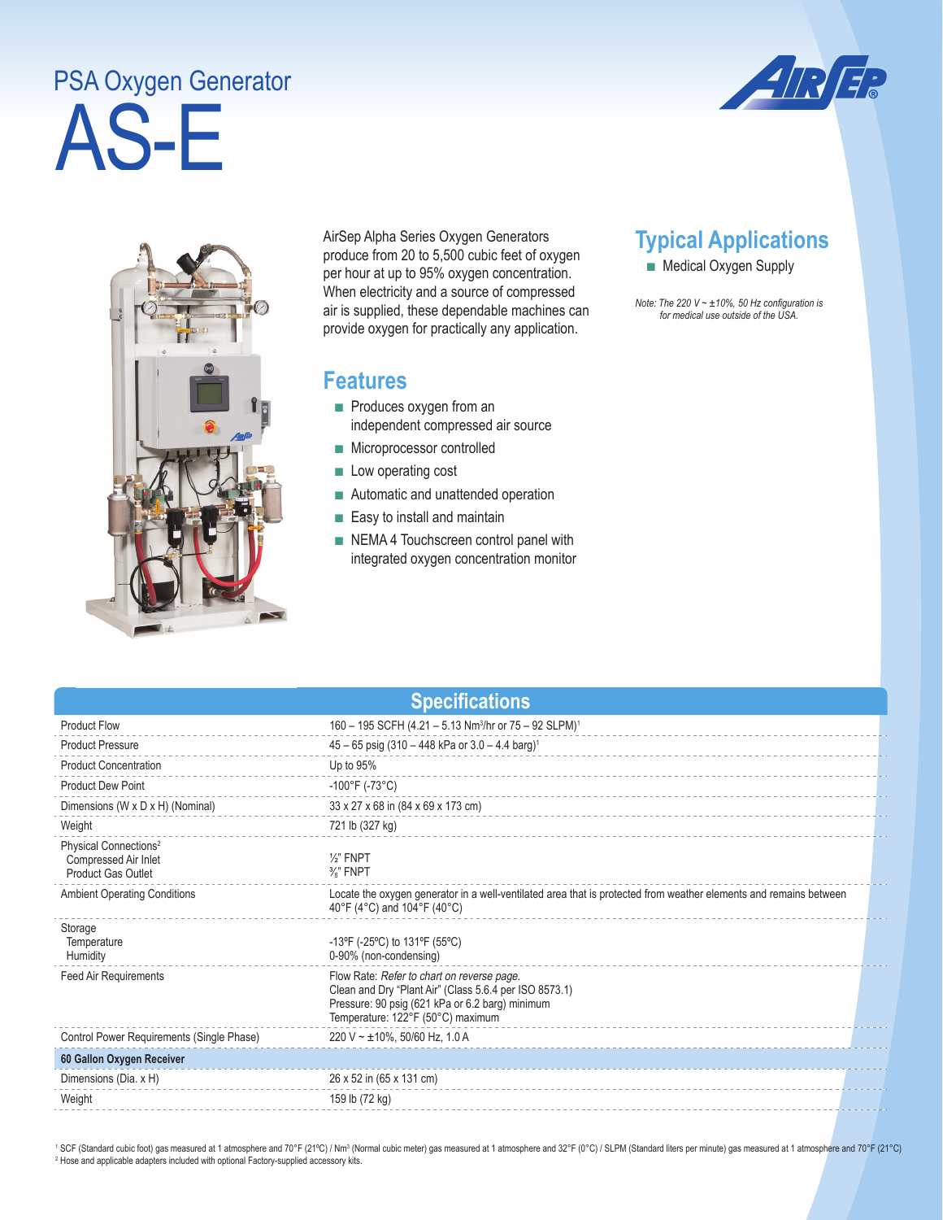# PSA Oxygen Generator

# AS-E

AirSep Alpha Series Oxygen Generators produce from 20 to 5,500 cubic feet of oxygen per hour at up to 95% oxygen concentration. When electricity and a source of compressed air is supplied, these dependable machines can provide oxygen for practically any application.

## Features

- Produces oxygen from an independent compressed air source
- Microprocessor controlled
- Low operating cost
- Automatic and unattended operation
- Easy to install and maintain
- NEMA 4 Touchscreen control panel with integrated oxygen concentration monitor

## Typical Applications

- Medical Oxygen Supply

*Note: The 220 V ~ ±10%, 50 Hz configuration is for medical use outside of the USA.*

## Specifications

| | |
|---|---|
| Product Flow | 160 – 195 SCFH (4.21 – 5.13 Nm³/hr or 75 – 92 SLPM)[1] |
| Product Pressure | 45 – 65 psig (310 – 448 kPa or 3.0 – 4.4 barg)[1] |
| Product Concentration | Up to 95% |
| Product Dew Point | -100°F (-73°C) |
| Dimensions (W x D x H) (Nominal) | 33 x 27 x 68 in (84 x 69 x 173 cm) |
| Weight | 721 lb (327 kg) |
| Physical Connections[2]<br>Compressed Air Inlet<br>Product Gas Outlet | <br>½" FNPT<br>⅜" FNPT |
| Ambient Operating Conditions | Locate the oxygen generator in a well-ventilated area that is protected from weather elements and remains between 40°F (4°C) and 104°F (40°C) |
| Storage<br>Temperature<br>Humidity | <br>-13ºF (-25ºC) to 131ºF (55ºC)<br>0-90% (non-condensing) |
| Feed Air Requirements | Flow Rate: *Refer to chart on reverse page.*<br>Clean and Dry "Plant Air" (Class 5.6.4 per ISO 8573.1)<br>Pressure: 90 psig (621 kPa or 6.2 barg) minimum<br>Temperature: 122°F (50°C) maximum |
| Control Power Requirements (Single Phase) | 220 V ~ ±10%, 50/60 Hz, 1.0 A |
| **60 Gallon Oxygen Receiver** | |
| Dimensions (Dia. x H) | 26 x 52 in (65 x 131 cm) |
| Weight | 159 lb (72 kg) |

[1] SCF (Standard cubic foot) gas measured at 1 atmosphere and 70°F (21ºC) / Nm³ (Normal cubic meter) gas measured at 1 atmosphere and 32°F (0°C) / SLPM (Standard liters per minute) gas measured at 1 atmosphere and 70°F (21°C)
[2] Hose and applicable adapters included with optional Factory-supplied accessory kits.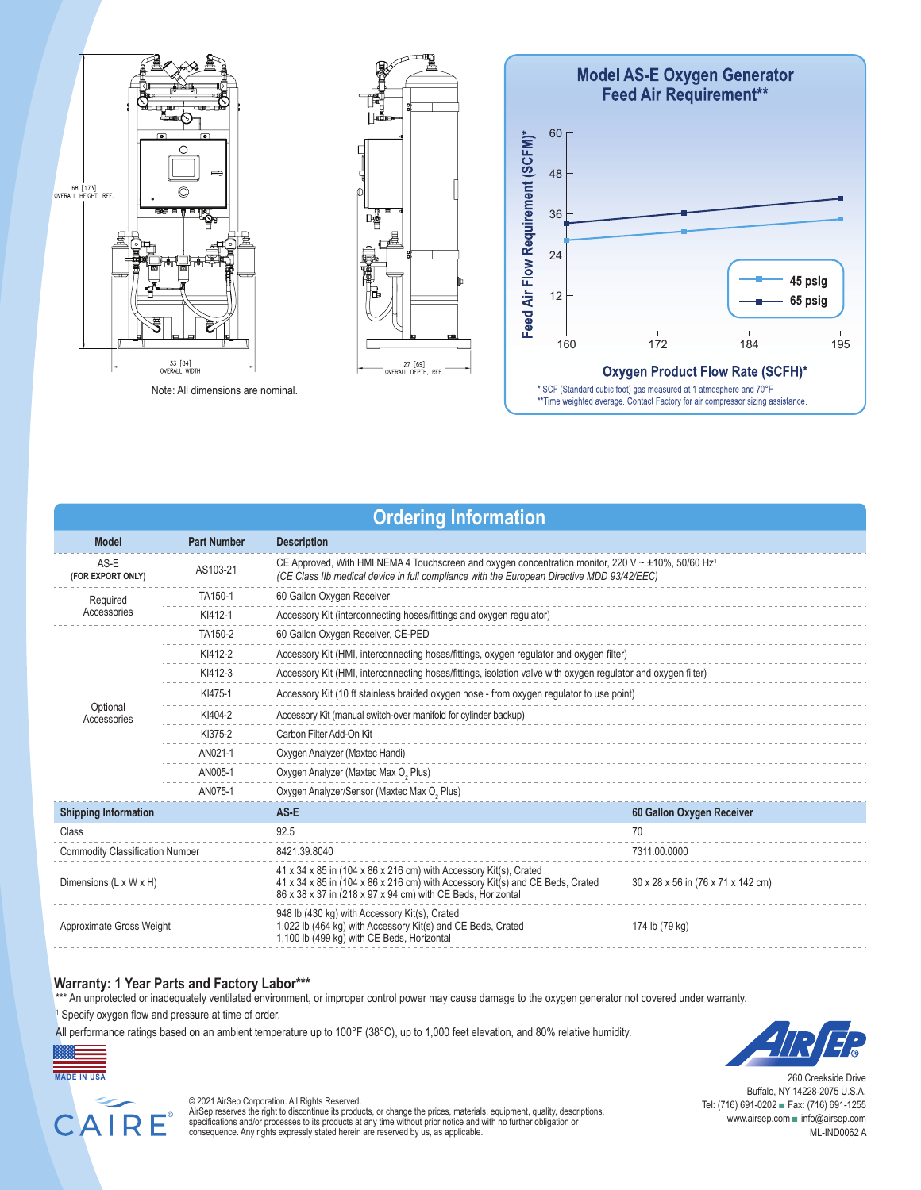68 [173]
OVERALL HEIGHT, REF.

33 [84]
OVERALL WIDTH

27 [69]
OVERALL DEPTH, REF.

Note: All dimensions are nominal.

**Model AS-E Oxygen Generator**
**Feed Air Requirement****

Feed Air Flow Requirement (SCFM)*

60
48
36
24
12

160
172
184
195

45 psig
65 psig

Oxygen Product Flow Rate (SCFH)*

* SCF (Standard cubic foot) gas measured at 1 atmosphere and 70°F
**Time weighted average. Contact Factory for air compressor sizing assistance.

## Ordering Information

| Model | Part Number | Description |
|---|---|---|
| AS-E **(FOR EXPORT ONLY)** | AS103-21 | CE Approved, With HMI NEMA 4 Touchscreen and oxygen concentration monitor, 220 V ~ ±10%, 50/60 Hz[1] *(CE Class IIb medical device in full compliance with the European Directive MDD 93/42/EEC)* |
| Required Accessories | TA150-1 | 60 Gallon Oxygen Receiver |
| | KI412-1 | Accessory Kit (interconnecting hoses/fittings and oxygen regulator) |
| Optional Accessories | TA150-2 | 60 Gallon Oxygen Receiver, CE-PED |
| | KI412-2 | Accessory Kit (HMI, interconnecting hoses/fittings, oxygen regulator and oxygen filter) |
| | KI412-3 | Accessory Kit (HMI, interconnecting hoses/fittings, isolation valve with oxygen regulator and oxygen filter) |
| | KI475-1 | Accessory Kit (10 ft stainless braided oxygen hose - from oxygen regulator to use point) |
| | KI404-2 | Accessory Kit (manual switch-over manifold for cylinder backup) |
| | KI375-2 | Carbon Filter Add-On Kit |
| | AN021-1 | Oxygen Analyzer (Maxtec Handi) |
| | AN005-1 | Oxygen Analyzer (Maxtec Max $O_2$ Plus) |
| | AN075-1 | Oxygen Analyzer/Sensor (Maxtec Max $O_2$ Plus) |

| Shipping Information | AS-E | 60 Gallon Oxygen Receiver |
|---|---|---|
| Class | 92.5 | 70 |
| Commodity Classification Number | 8421.39.8040 | 7311.00.0000 |
| Dimensions (L x W x H) | 41 x 34 x 85 in (104 x 86 x 216 cm) with Accessory Kit(s), Crated<br>41 x 34 x 85 in (104 x 86 x 216 cm) with Accessory Kit(s) and CE Beds, Crated<br>86 x 38 x 37 in (218 x 97 x 94 cm) with CE Beds, Horizontal | 30 x 28 x 56 in (76 x 71 x 142 cm) |
| Approximate Gross Weight | 948 lb (430 kg) with Accessory Kit(s), Crated<br>1,022 lb (464 kg) with Accessory Kit(s) and CE Beds, Crated<br>1,100 lb (499 kg) with CE Beds, Horizontal | 174 lb (79 kg) |

**Warranty: 1 Year Parts and Factory Labor*****

*** An unprotected or inadequately ventilated environment, or improper control power may cause damage to the oxygen generator not covered under warranty.

[1] Specify oxygen flow and pressure at time of order.

All performance ratings based on an ambient temperature up to 100°F (38°C), up to 1,000 feet elevation, and 80% relative humidity.

MADE IN USA

CAIRE

© 2021 AirSep Corporation. All Rights Reserved.
AirSep reserves the right to discontinue its products, or change the prices, materials, equipment, quality, descriptions, specifications and/or processes to its products at any time without prior notice and with no further obligation or consequence. Any rights expressly stated herein are reserved by us, as applicable.

AIRSEP®

260 Creekside Drive
Buffalo, NY 14228-2075 U.S.A.
Tel: (716) 691-0202 ■ Fax: (716) 691-1255
www.airsep.com ■ info@airsep.com
ML-IND0062 A